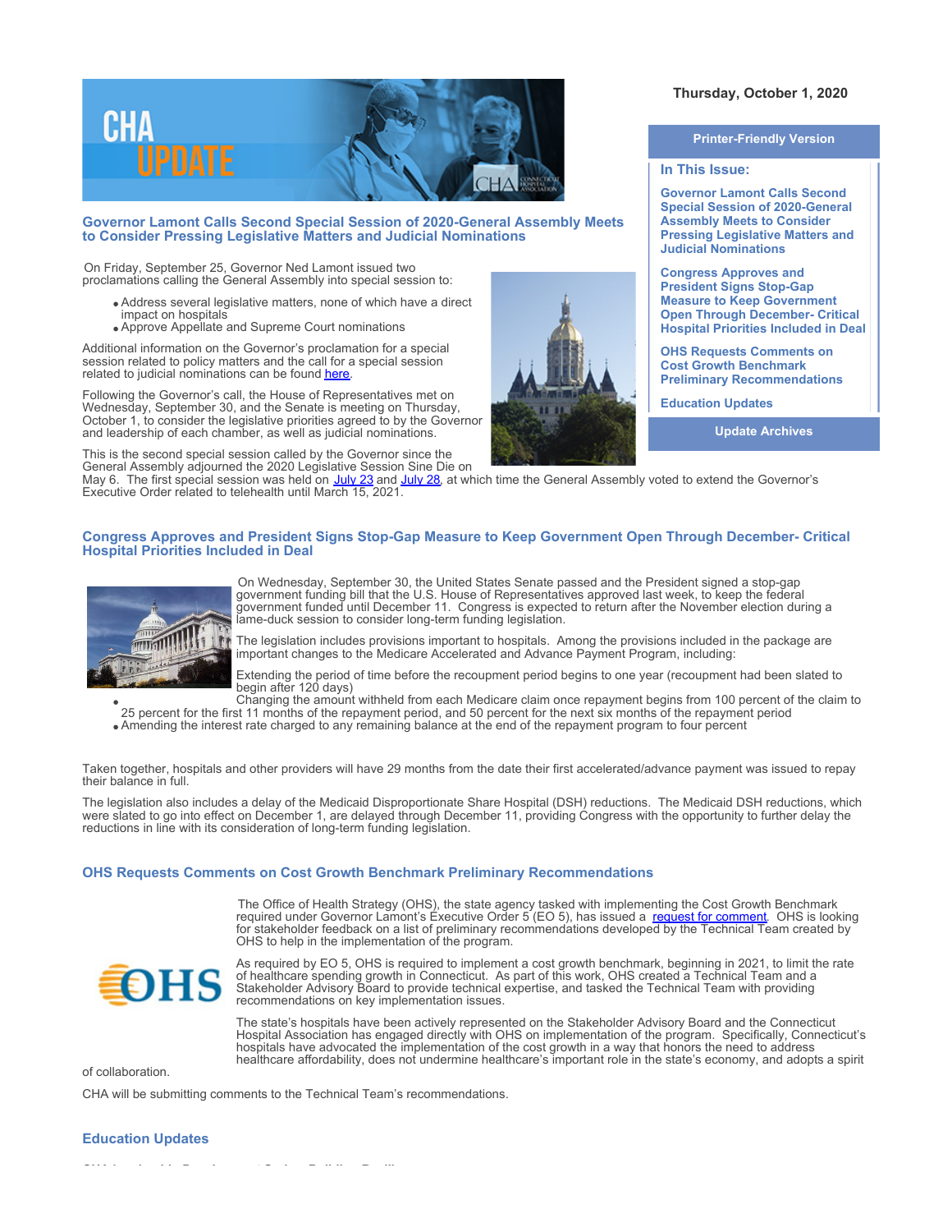Thursday, October 1, 2020

Printer-Friendly Version

**In This Issue:**

- Governor Lamont Calls Second Special Session of 2020-General Assembly Meets to Consider Pressing Legislative Matters and Judicial Nominations
- Congress Approves and President Signs Stop-Gap Measure to Keep Government Open Through December- Critical Hospital Priorities Included in Deal
- OHS Requests Comments on Cost Growth Benchmark Preliminary Recommendations
- Education Updates

Update Archives

## Governor Lamont Calls Second Special Session of 2020-General Assembly Meets to Consider Pressing Legislative Matters and Judicial Nominations

On Friday, September 25, Governor Ned Lamont issued two proclamations calling the General Assembly into special session to:

- Address several legislative matters, none of which have a direct impact on hospitals
- Approve Appellate and Supreme Court nominations

Additional information on the Governor's proclamation for a special session related to policy matters and the call for a special session related to judicial nominations can be found here.

Following the Governor's call, the House of Representatives met on Wednesday, September 30, and the Senate is meeting on Thursday, October 1, to consider the legislative priorities agreed to by the Governor and leadership of each chamber, as well as judicial nominations.

This is the second special session called by the Governor since the General Assembly adjourned the 2020 Legislative Session Sine Die on May 6. The first special session was held on July 23 and July 28, at which time the General Assembly voted to extend the Governor's Executive Order related to telehealth until March 15, 2021.

## Congress Approves and President Signs Stop-Gap Measure to Keep Government Open Through December- Critical Hospital Priorities Included in Deal

On Wednesday, September 30, the United States Senate passed and the President signed a stop-gap government funding bill that the U.S. House of Representatives approved last week, to keep the federal government funded until December 11. Congress is expected to return after the November election during a lame-duck session to consider long-term funding legislation.

The legislation includes provisions important to hospitals. Among the provisions included in the package are important changes to the Medicare Accelerated and Advance Payment Program, including:

- Extending the period of time before the recoupment period begins to one year (recoupment had been slated to begin after 120 days)
- Changing the amount withheld from each Medicare claim once repayment begins from 100 percent of the claim to 25 percent for the first 11 months of the repayment period, and 50 percent for the next six months of the repayment period
- Amending the interest rate charged to any remaining balance at the end of the repayment program to four percent

Taken together, hospitals and other providers will have 29 months from the date their first accelerated/advance payment was issued to repay their balance in full.

The legislation also includes a delay of the Medicaid Disproportionate Share Hospital (DSH) reductions. The Medicaid DSH reductions, which were slated to go into effect on December 1, are delayed through December 11, providing Congress with the opportunity to further delay the reductions in line with its consideration of long-term funding legislation.

## OHS Requests Comments on Cost Growth Benchmark Preliminary Recommendations

The Office of Health Strategy (OHS), the state agency tasked with implementing the Cost Growth Benchmark required under Governor Lamont's Executive Order 5 (EO 5), has issued a request for comment. OHS is looking for stakeholder feedback on a list of preliminary recommendations developed by the Technical Team created by OHS to help in the implementation of the program.

As required by EO 5, OHS is required to implement a cost growth benchmark, beginning in 2021, to limit the rate of healthcare spending growth in Connecticut. As part of this work, OHS created a Technical Team and a Stakeholder Advisory Board to provide technical expertise, and tasked the Technical Team with providing recommendations on key implementation issues.

The state's hospitals have been actively represented on the Stakeholder Advisory Board and the Connecticut Hospital Association has engaged directly with OHS on implementation of the program. Specifically, Connecticut's hospitals have advocated the implementation of the cost growth in a way that honors the need to address healthcare affordability, does not undermine healthcare's important role in the state's economy, and adopts a spirit of collaboration.

CHA will be submitting comments to the Technical Team's recommendations.

## Education Updates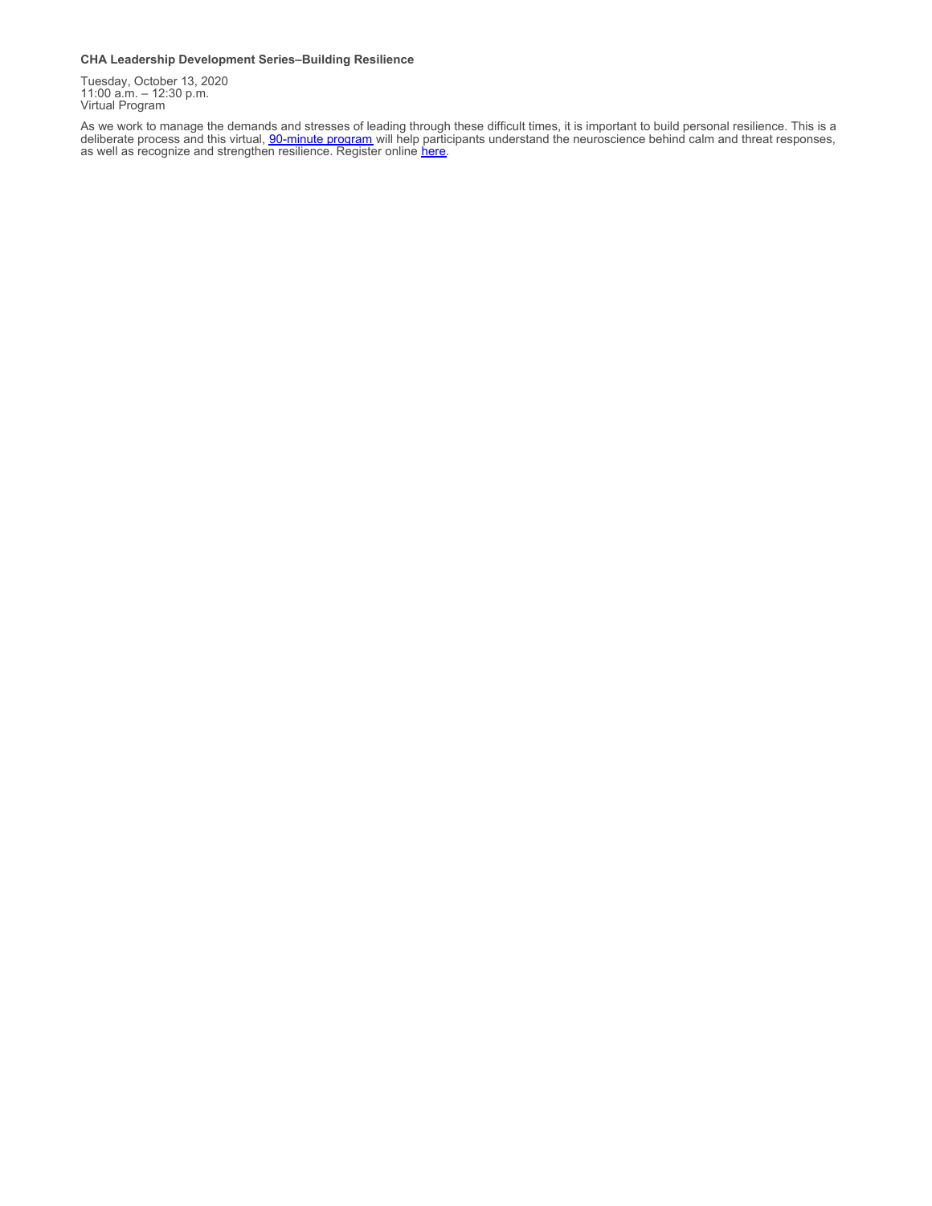**CHA Leadership Development Series–Building Resilience**

Tuesday, October 13, 2020
11:00 a.m. – 12:30 p.m.
Virtual Program

As we work to manage the demands and stresses of leading through these difficult times, it is important to build personal resilience. This is a deliberate process and this virtual, 90-minute program will help participants understand the neuroscience behind calm and threat responses, as well as recognize and strengthen resilience. Register online here.